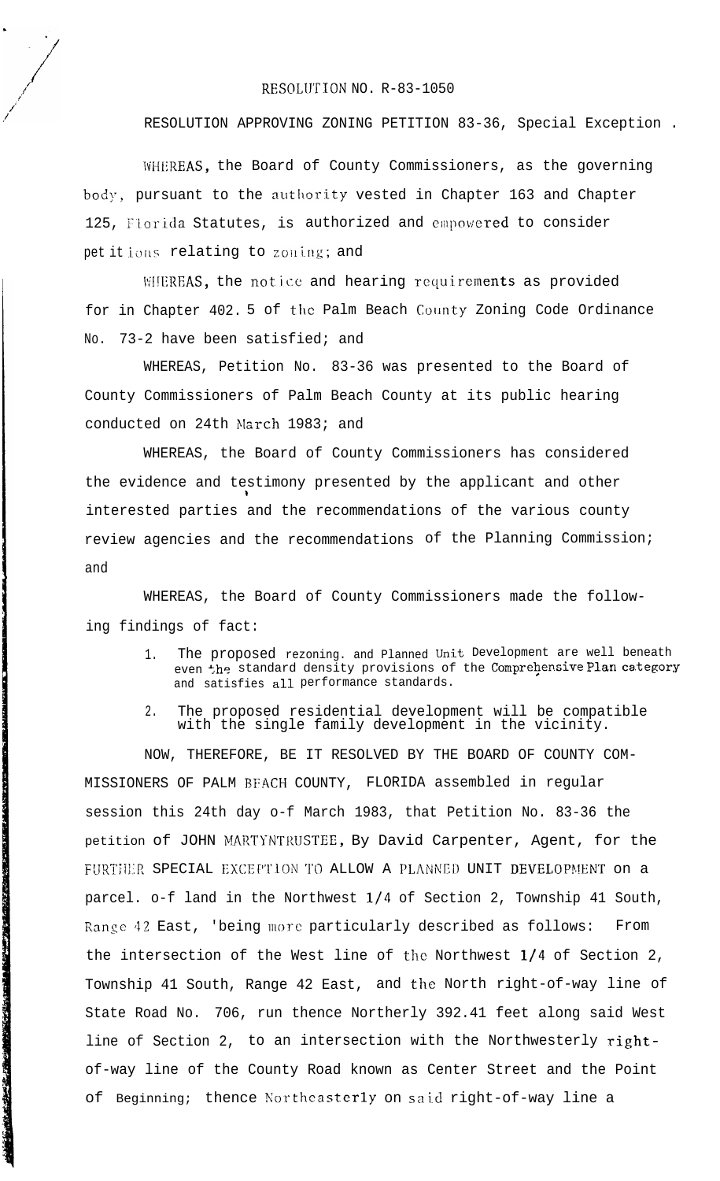RESOLUTION NO. R-83-1050

RESOLUTION APPROVING ZONING PETITION 83-36, Special Exception .

WHEREAS, the Board of County Commissioners, as the governing body, pursuant to the authority vested in Chapter 163 and Chapter 125, Florida Statutes, is authorized and empowered to consider petitions relating to zoning; and

WHEREAS, the notice and hearing requirements as provided for in Chapter 402. 5 of the Palm Beach County Zoning Code Ordinance No. 73-2 have been satisfied; and

WHEREAS, Petition No. 83-36 was presented to the Board of County Commissioners of Palm Beach County at its public hearing conducted on 24th March 1983; and

WHEREAS, the Board of County Commissioners has considered the evidence and testimony presented by the applicant and other interested parties and the recommendations of the various county review agencies and the recommendations of the Planning Commission; and

WHEREAS, the Board of County Commissioners made the following findings of fact:

1. The proposed rezoning. and Planned Unit Development are well beneath even the standard density provisions of the Comprehensive Plan category and satisfies all performance standards.
2. The proposed residential development will be compatible with the single family development in the vicinity.

NOW, THEREFORE, BE IT RESOLVED BY THE BOARD OF COUNTY COMMISSIONERS OF PALM BEACH COUNTY, FLORIDA assembled in regular session this 24th day o-f March 1983, that Petition No. 83-36 the petition of JOHN MARTYNTRUSTEE, By David Carpenter, Agent, for the FURTHER SPECIAL EXCEPTION TO ALLOW A PLANNED UNIT DEVELOPMENT on a parcel. o-f land in the Northwest 1/4 of Section 2, Township 41 South, Range 42 East, 'being more particularly described as follows: From the intersection of the West line of the Northwest 1/4 of Section 2, Township 41 South, Range 42 East, and the North right-of-way line of State Road No. 706, run thence Northerly 392.41 feet along said West line of Section 2, to an intersection with the Northwesterly right-of-way line of the County Road known as Center Street and the Point of Beginning; thence Northeasterly on said right-of-way line a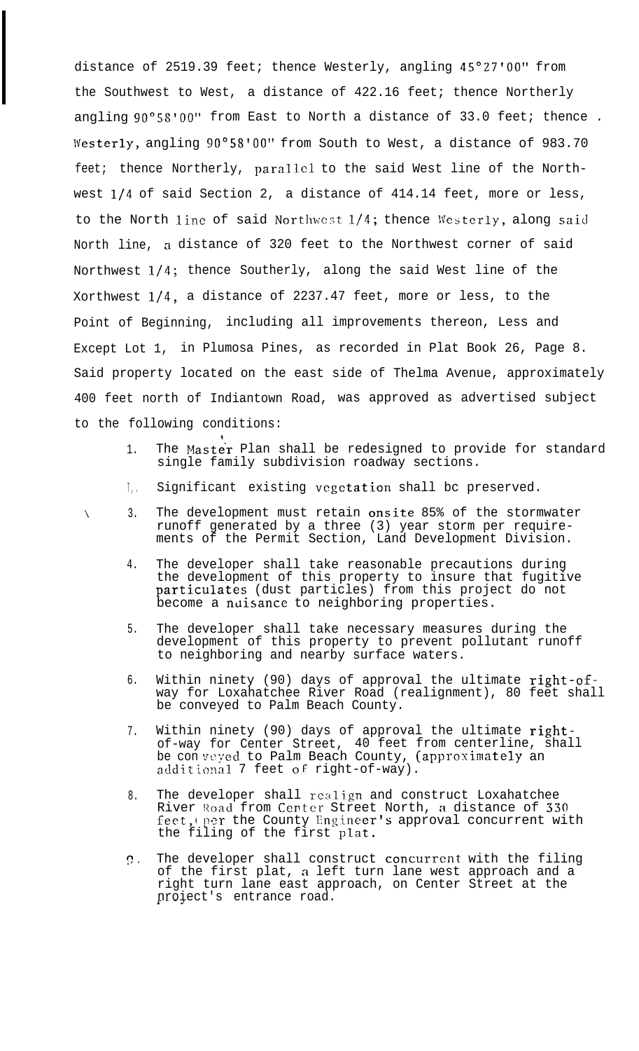distance of 2519.39 feet; thence Westerly, angling 45°27'00" from the Southwest to West, a distance of 422.16 feet; thence Northerly angling 90°58'00" from East to North a distance of 33.0 feet; thence . Westerly, angling 90°58'00" from South to West, a distance of 983.70 feet; thence Northerly, parallel to the said West line of the Northwest 1/4 of said Section 2, a distance of 414.14 feet, more or less, to the North line of said Northwest 1/4; thence Westerly, along said North line, a distance of 320 feet to the Northwest corner of said Northwest 1/4; thence Southerly, along the said West line of the Xorthwest 1/4, a distance of 2237.47 feet, more or less, to the Point of Beginning, including all improvements thereon, Less and Except Lot 1, in Plumosa Pines, as recorded in Plat Book 26, Page 8. Said property located on the east side of Thelma Avenue, approximately 400 feet north of Indiantown Road, was approved as advertised subject to the following conditions:

1. The Master Plan shall be redesigned to provide for standard single family subdivision roadway sections.
2. Significant existing vegetation shall bc preserved.
3. The development must retain onsite 85% of the stormwater runoff generated by a three (3) year storm per requirements of the Permit Section, Land Development Division.
4. The developer shall take reasonable precautions during the development of this property to insure that fugitive particulates (dust particles) from this project do not become a nuisance to neighboring properties.
5. The developer shall take necessary measures during the development of this property to prevent pollutant runoff to neighboring and nearby surface waters.
6. Within ninety (90) days of approval the ultimate right-of-way for Loxahatchee River Road (realignment), 80 feet shall be conveyed to Palm Beach County.
7. Within ninety (90) days of approval the ultimate right-of-way for Center Street, 40 feet from centerline, shall be conveyed to Palm Beach County, (approximately an additional 7 feet of right-of-way).
8. The developer shall realign and construct Loxahatchee River Road from Center Street North, a distance of 330 feet, per the County Engineer's approval concurrent with the filing of the first plat.
9. The developer shall construct concurrent with the filing of the first plat, a left turn lane west approach and a right turn lane east approach, on Center Street at the project's entrance road.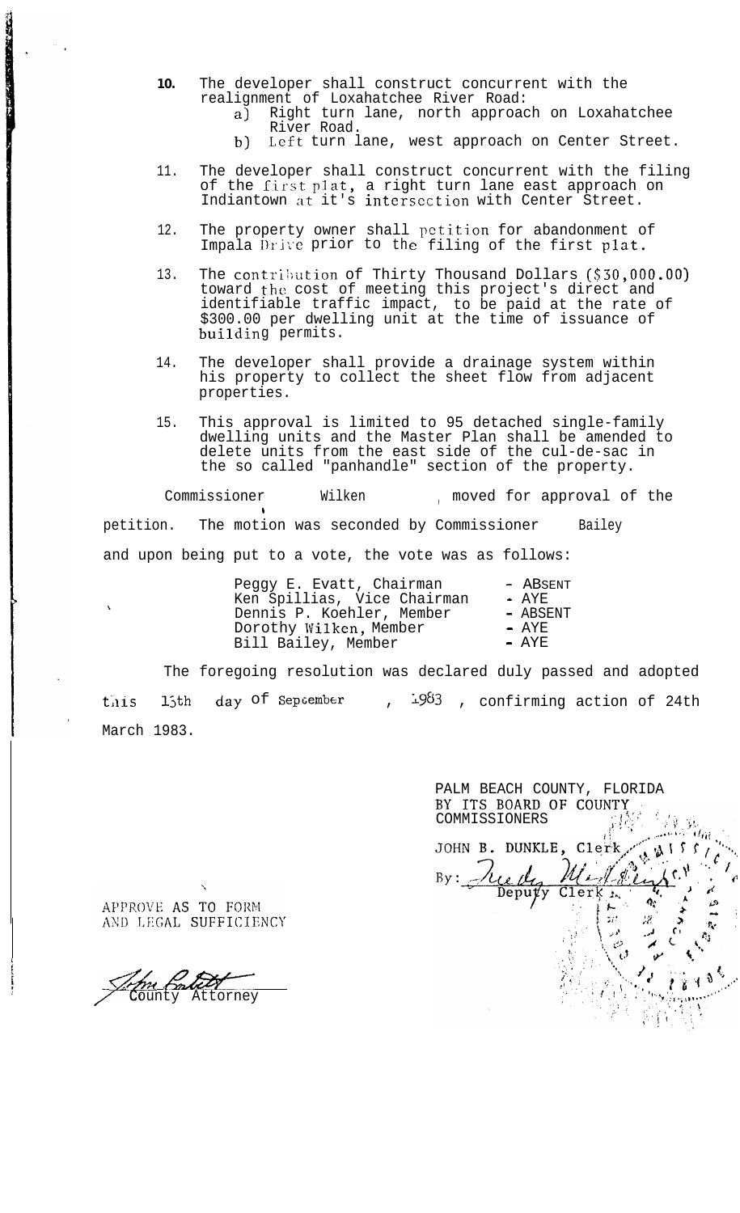10. The developer shall construct concurrent with the realignment of Loxahatchee River Road:
    a) Right turn lane, north approach on Loxahatchee River Road.
    b) Left turn lane, west approach on Center Street.

11. The developer shall construct concurrent with the filing of the first plat, a right turn lane east approach on Indiantown at it's intersection with Center Street.

12. The property owner shall petition for abandonment of Impala Drive prior to the filing of the first plat.

13. The contribution of Thirty Thousand Dollars ($30,000.00) toward the cost of meeting this project's direct and identifiable traffic impact, to be paid at the rate of $300.00 per dwelling unit at the time of issuance of building permits.

14. The developer shall provide a drainage system within his property to collect the sheet flow from adjacent properties.

15. This approval is limited to 95 detached single-family dwelling units and the Master Plan shall be amended to delete units from the east side of the cul-de-sac in the so called "panhandle" section of the property.

Commissioner Wilken, moved for approval of the petition. The motion was seconded by Commissioner Bailey and upon being put to a vote, the vote was as follows:

| | |
|---|---|
| Peggy E. Evatt, Chairman | - ABSENT |
| Ken Spillias, Vice Chairman | - AYE |
| Dennis P. Koehler, Member | - ABSENT |
| Dorothy Wilken, Member | - AYE |
| Bill Bailey, Member | - AYE |

The foregoing resolution was declared duly passed and adopted this 13th day of September, 1983, confirming action of 24th March 1983.

PALM BEACH COUNTY, FLORIDA
BY ITS BOARD OF COUNTY COMMISSIONERS

JOHN B. DUNKLE, Clerk

By: ___________________
Deputy Clerk

APPROVE AS TO FORM
AND LEGAL SUFFICIENCY

___________________
County Attorney